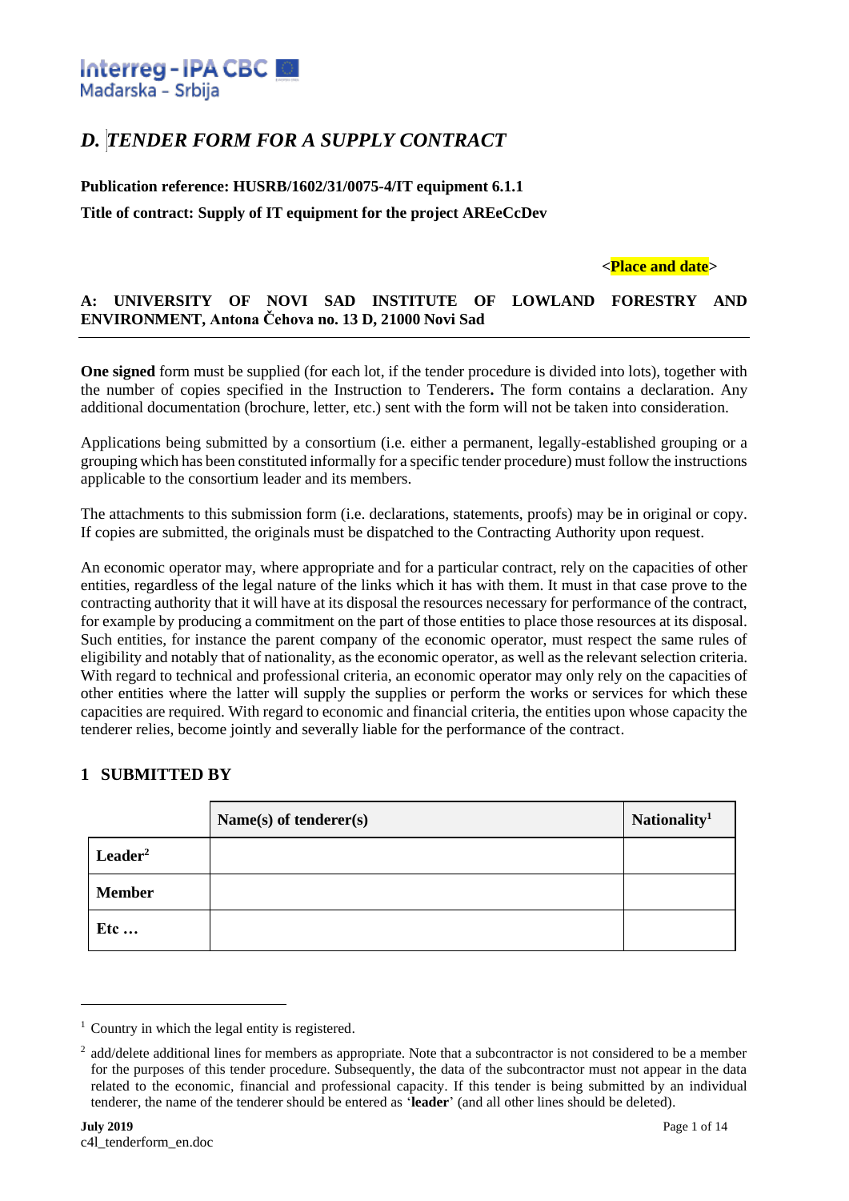Interreg - IPA CBC
Mađarska - Srbija

# D. TENDER FORM FOR A SUPPLY CONTRACT

**Publication reference: HUSRB/1602/31/0075-4/IT equipment 6.1.1**

**Title of contract: Supply of IT equipment for the project AREeCcDev**

**<Place and date>**

**A: UNIVERSITY OF NOVI SAD INSTITUTE OF LOWLAND FORESTRY AND ENVIRONMENT, Antona Čehova no. 13 D, 21000 Novi Sad**

---

**One signed** form must be supplied (for each lot, if the tender procedure is divided into lots), together with the number of copies specified in the Instruction to Tenderers**.** The form contains a declaration. Any additional documentation (brochure, letter, etc.) sent with the form will not be taken into consideration.

Applications being submitted by a consortium (i.e. either a permanent, legally-established grouping or a grouping which has been constituted informally for a specific tender procedure) must follow the instructions applicable to the consortium leader and its members.

The attachments to this submission form (i.e. declarations, statements, proofs) may be in original or copy. If copies are submitted, the originals must be dispatched to the Contracting Authority upon request.

An economic operator may, where appropriate and for a particular contract, rely on the capacities of other entities, regardless of the legal nature of the links which it has with them. It must in that case prove to the contracting authority that it will have at its disposal the resources necessary for performance of the contract, for example by producing a commitment on the part of those entities to place those resources at its disposal. Such entities, for instance the parent company of the economic operator, must respect the same rules of eligibility and notably that of nationality, as the economic operator, as well as the relevant selection criteria. With regard to technical and professional criteria, an economic operator may only rely on the capacities of other entities where the latter will supply the supplies or perform the works or services for which these capacities are required. With regard to economic and financial criteria, the entities upon whose capacity the tenderer relies, become jointly and severally liable for the performance of the contract.

## 1 SUBMITTED BY

| | **Name(s) of tenderer(s)** | **Nationality**[1] |
|---|---|---|
| **Leader**[2] | | |
| **Member** | | |
| **Etc …** | | |

---

[1] Country in which the legal entity is registered.

[2] add/delete additional lines for members as appropriate. Note that a subcontractor is not considered to be a member for the purposes of this tender procedure. Subsequently, the data of the subcontractor must not appear in the data related to the economic, financial and professional capacity. If this tender is being submitted by an individual tenderer, the name of the tenderer should be entered as '**leader**' (and all other lines should be deleted).

July 2019
c4l_tenderform_en.doc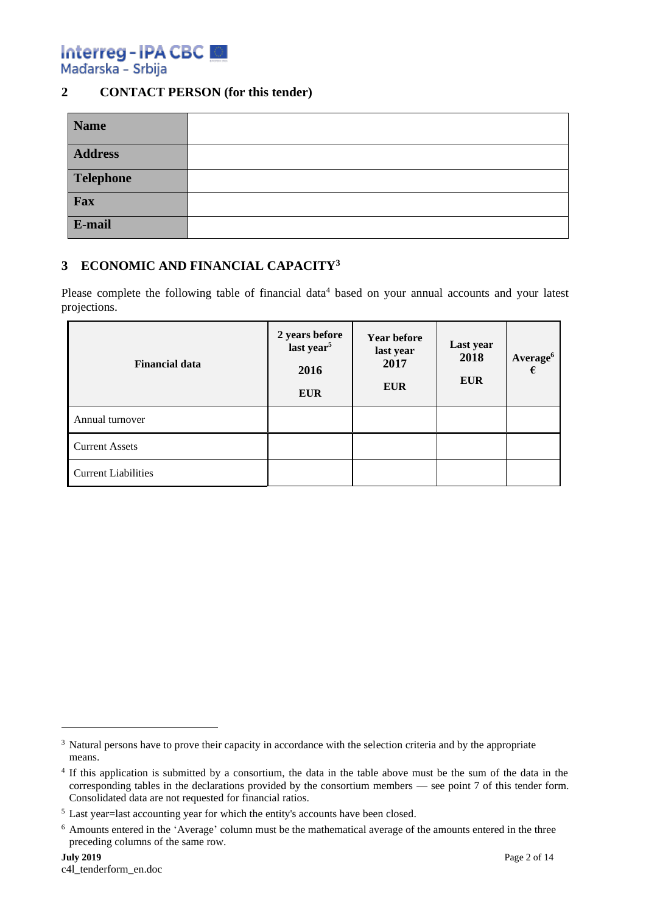## 2 CONTACT PERSON (for this tender)

| Name | |
|---|---|
| Address | |
| Telephone | |
| Fax | |
| E-mail | |

## 3 ECONOMIC AND FINANCIAL CAPACITY[3]

Please complete the following table of financial data[4] based on your annual accounts and your latest projections.

| Financial data | 2 years before last year[5] 2016 EUR | Year before last year 2017 EUR | Last year 2018 EUR | Average[6] € |
|---|---|---|---|---|
| Annual turnover | | | | |
| Current Assets | | | | |
| Current Liabilities | | | | |

[3] Natural persons have to prove their capacity in accordance with the selection criteria and by the appropriate means.

[4] If this application is submitted by a consortium, the data in the table above must be the sum of the data in the corresponding tables in the declarations provided by the consortium members — see point 7 of this tender form. Consolidated data are not requested for financial ratios.

[5] Last year=last accounting year for which the entity's accounts have been closed.

[6] Amounts entered in the 'Average' column must be the mathematical average of the amounts entered in the three preceding columns of the same row.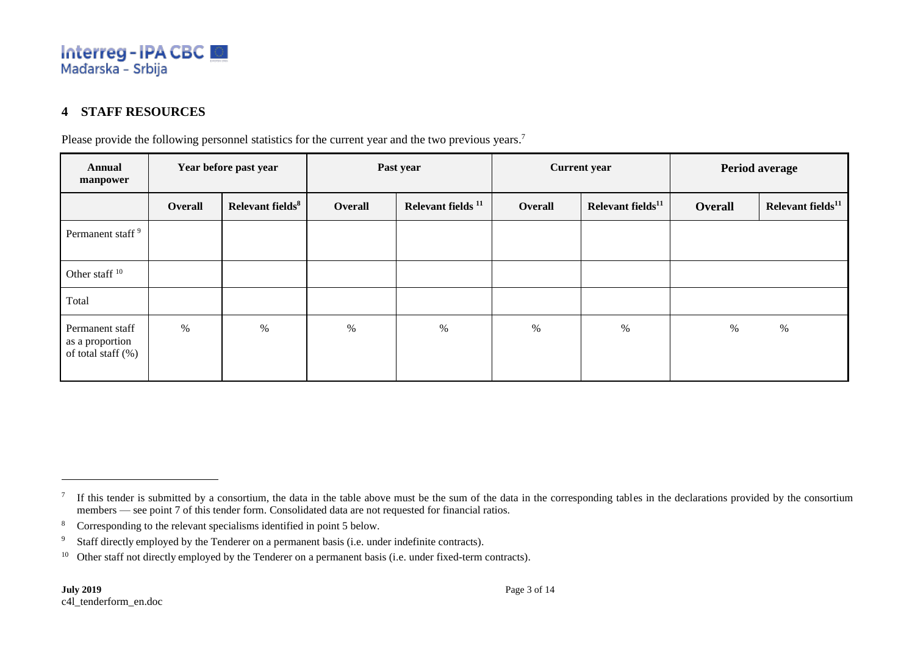## 4 STAFF RESOURCES

Please provide the following personnel statistics for the current year and the two previous years.[7]

| Annual manpower | Year before past year | | Past year | | Current year | | Period average | |
|---|---|---|---|---|---|---|---|---|
| | **Overall** | **Relevant fields[8]** | **Overall** | **Relevant fields [11]** | **Overall** | **Relevant fields[11]** | **Overall** | **Relevant fields[11]** |
| Permanent staff [9] | | | | | | | | |
| Other staff [10] | | | | | | | | |
| Total | | | | | | | | |
| Permanent staff as a proportion of total staff (%) | % | % | % | % | % | % | % | % |

[7] If this tender is submitted by a consortium, the data in the table above must be the sum of the data in the corresponding tables in the declarations provided by the consortium members — see point 7 of this tender form. Consolidated data are not requested for financial ratios.

[8] Corresponding to the relevant specialisms identified in point 5 below.

[9] Staff directly employed by the Tenderer on a permanent basis (i.e. under indefinite contracts).

[10] Other staff not directly employed by the Tenderer on a permanent basis (i.e. under fixed-term contracts).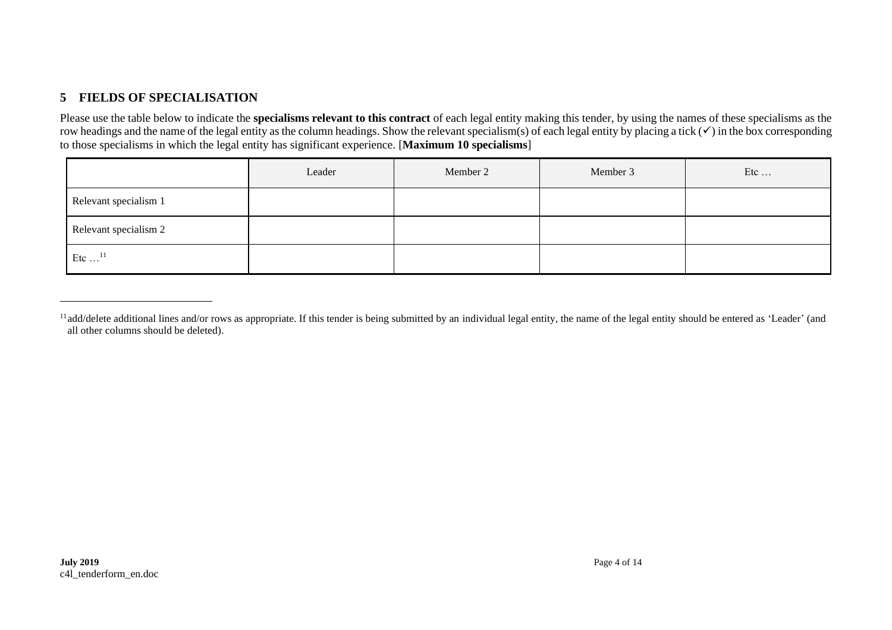## 5 FIELDS OF SPECIALISATION

Please use the table below to indicate the **specialisms relevant to this contract** of each legal entity making this tender, by using the names of these specialisms as the row headings and the name of the legal entity as the column headings. Show the relevant specialism(s) of each legal entity by placing a tick (✓) in the box corresponding to those specialisms in which the legal entity has significant experience. [**Maximum 10 specialisms**]

| | Leader | Member 2 | Member 3 | Etc … |
|---|---|---|---|---|
| Relevant specialism 1 | | | | |
| Relevant specialism 2 | | | | |
| Etc …[11] | | | | |

[11] add/delete additional lines and/or rows as appropriate. If this tender is being submitted by an individual legal entity, the name of the legal entity should be entered as 'Leader' (and all other columns should be deleted).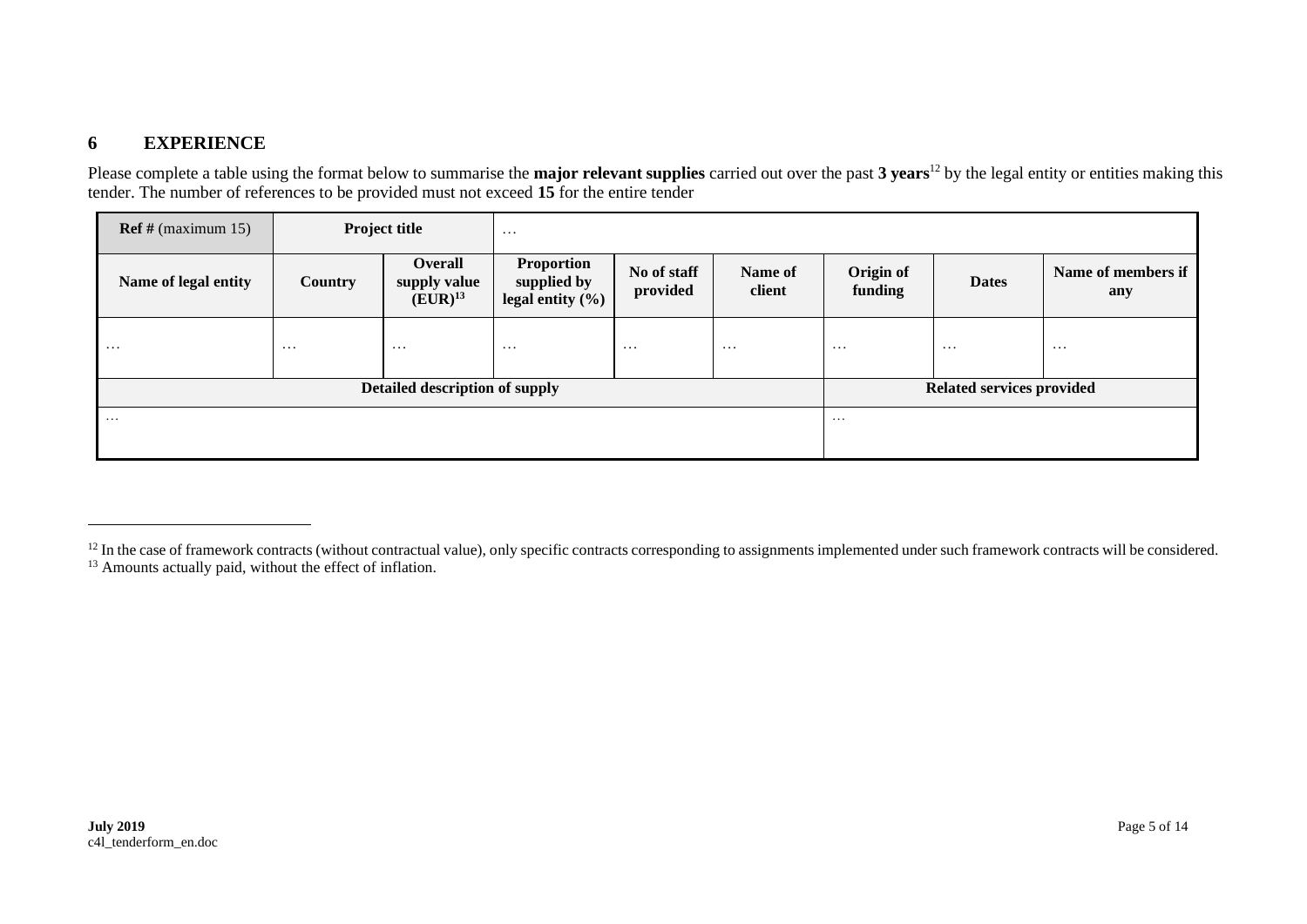## 6 EXPERIENCE

Please complete a table using the format below to summarise the **major relevant supplies** carried out over the past **3 years**[12] by the legal entity or entities making this tender. The number of references to be provided must not exceed **15** for the entire tender

| **Ref #** (maximum 15) | **Project title** | | … | | | | | |
|---|---|---|---|---|---|---|---|---|
| **Name of legal entity** | **Country** | **Overall supply value (EUR)**[13] | **Proportion supplied by legal entity (%)** | **No of staff provided** | **Name of client** | **Origin of funding** | **Dates** | **Name of members if any** |
| … | … | … | … | … | … | … | … | … |
| **Detailed description of supply** | | | | | | **Related services provided** | | |
| … | | | | | | … | | |

[12] In the case of framework contracts (without contractual value), only specific contracts corresponding to assignments implemented under such framework contracts will be considered.

[13] Amounts actually paid, without the effect of inflation.

**July 2019**
c4l_tenderform_en.doc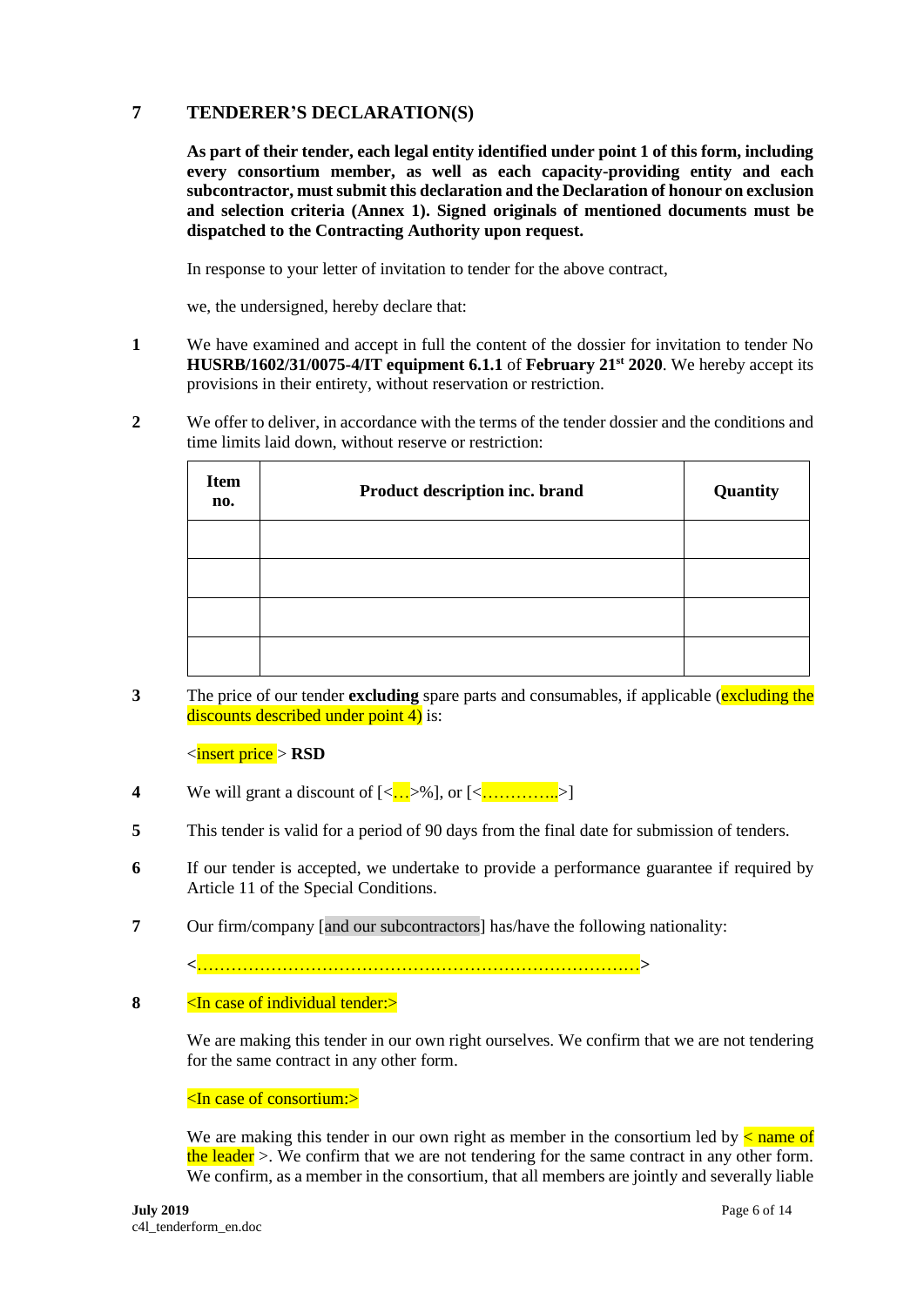## 7 TENDERER'S DECLARATION(S)

**As part of their tender, each legal entity identified under point 1 of this form, including every consortium member, as well as each capacity-providing entity and each subcontractor, must submit this declaration and the Declaration of honour on exclusion and selection criteria (Annex 1). Signed originals of mentioned documents must be dispatched to the Contracting Authority upon request.**

In response to your letter of invitation to tender for the above contract,

we, the undersigned, hereby declare that:

1. We have examined and accept in full the content of the dossier for invitation to tender No **HUSRB/1602/31/0075-4/IT equipment 6.1.1** of **February 21st 2020**. We hereby accept its provisions in their entirety, without reservation or restriction.

2. We offer to deliver, in accordance with the terms of the tender dossier and the conditions and time limits laid down, without reserve or restriction:

| Item no. | Product description inc. brand | Quantity |
|---|---|---|
| | | |
| | | |
| | | |
| | | |

3. The price of our tender **excluding** spare parts and consumables, if applicable (excluding the discounts described under point 4) is:

   <insert price > **RSD**

4. We will grant a discount of [<…>%], or [<…………..>]

5. This tender is valid for a period of 90 days from the final date for submission of tenders.

6. If our tender is accepted, we undertake to provide a performance guarantee if required by Article 11 of the Special Conditions.

7. Our firm/company [and our subcontractors] has/have the following nationality:

   <…………………………………………………………………….>

8. <In case of individual tender:>

   We are making this tender in our own right ourselves. We confirm that we are not tendering for the same contract in any other form.

   <In case of consortium:>

   We are making this tender in our own right as member in the consortium led by < name of the leader >. We confirm that we are not tendering for the same contract in any other form. We confirm, as a member in the consortium, that all members are jointly and severally liable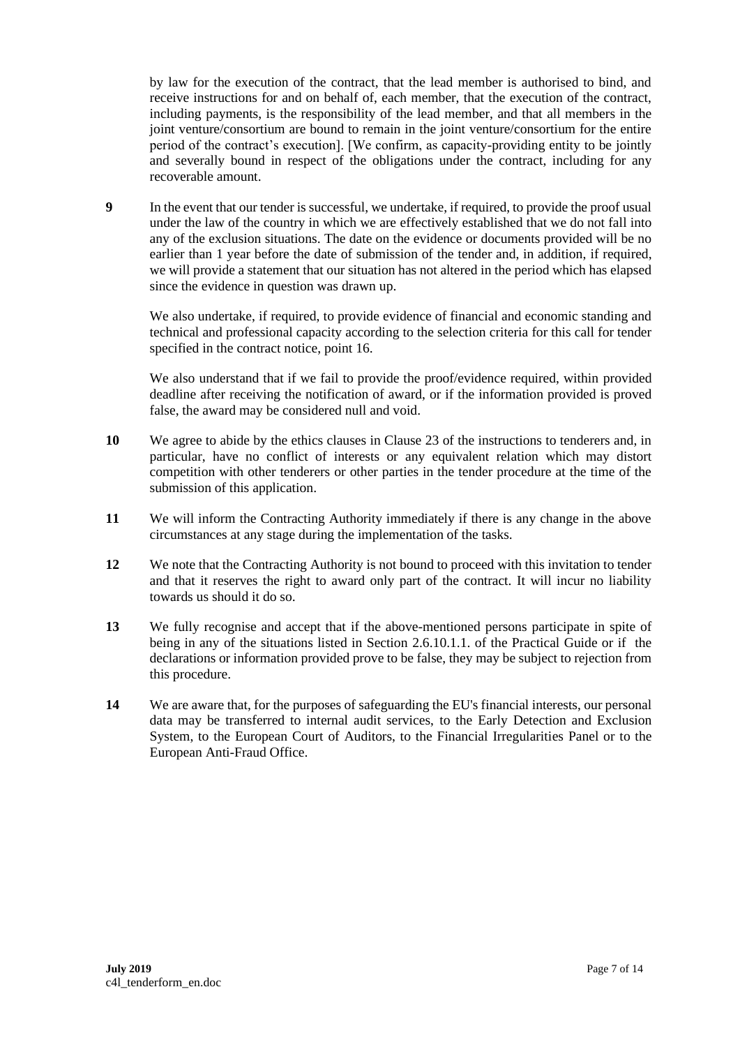by law for the execution of the contract, that the lead member is authorised to bind, and receive instructions for and on behalf of, each member, that the execution of the contract, including payments, is the responsibility of the lead member, and that all members in the joint venture/consortium are bound to remain in the joint venture/consortium for the entire period of the contract's execution]. [We confirm, as capacity-providing entity to be jointly and severally bound in respect of the obligations under the contract, including for any recoverable amount.

**9** In the event that our tender is successful, we undertake, if required, to provide the proof usual under the law of the country in which we are effectively established that we do not fall into any of the exclusion situations. The date on the evidence or documents provided will be no earlier than 1 year before the date of submission of the tender and, in addition, if required, we will provide a statement that our situation has not altered in the period which has elapsed since the evidence in question was drawn up.

We also undertake, if required, to provide evidence of financial and economic standing and technical and professional capacity according to the selection criteria for this call for tender specified in the contract notice, point 16.

We also understand that if we fail to provide the proof/evidence required, within provided deadline after receiving the notification of award, or if the information provided is proved false, the award may be considered null and void.

**10** We agree to abide by the ethics clauses in Clause 23 of the instructions to tenderers and, in particular, have no conflict of interests or any equivalent relation which may distort competition with other tenderers or other parties in the tender procedure at the time of the submission of this application.

**11** We will inform the Contracting Authority immediately if there is any change in the above circumstances at any stage during the implementation of the tasks.

**12** We note that the Contracting Authority is not bound to proceed with this invitation to tender and that it reserves the right to award only part of the contract. It will incur no liability towards us should it do so.

**13** We fully recognise and accept that if the above-mentioned persons participate in spite of being in any of the situations listed in Section 2.6.10.1.1. of the Practical Guide or if the declarations or information provided prove to be false, they may be subject to rejection from this procedure.

**14** We are aware that, for the purposes of safeguarding the EU's financial interests, our personal data may be transferred to internal audit services, to the Early Detection and Exclusion System, to the European Court of Auditors, to the Financial Irregularities Panel or to the European Anti-Fraud Office.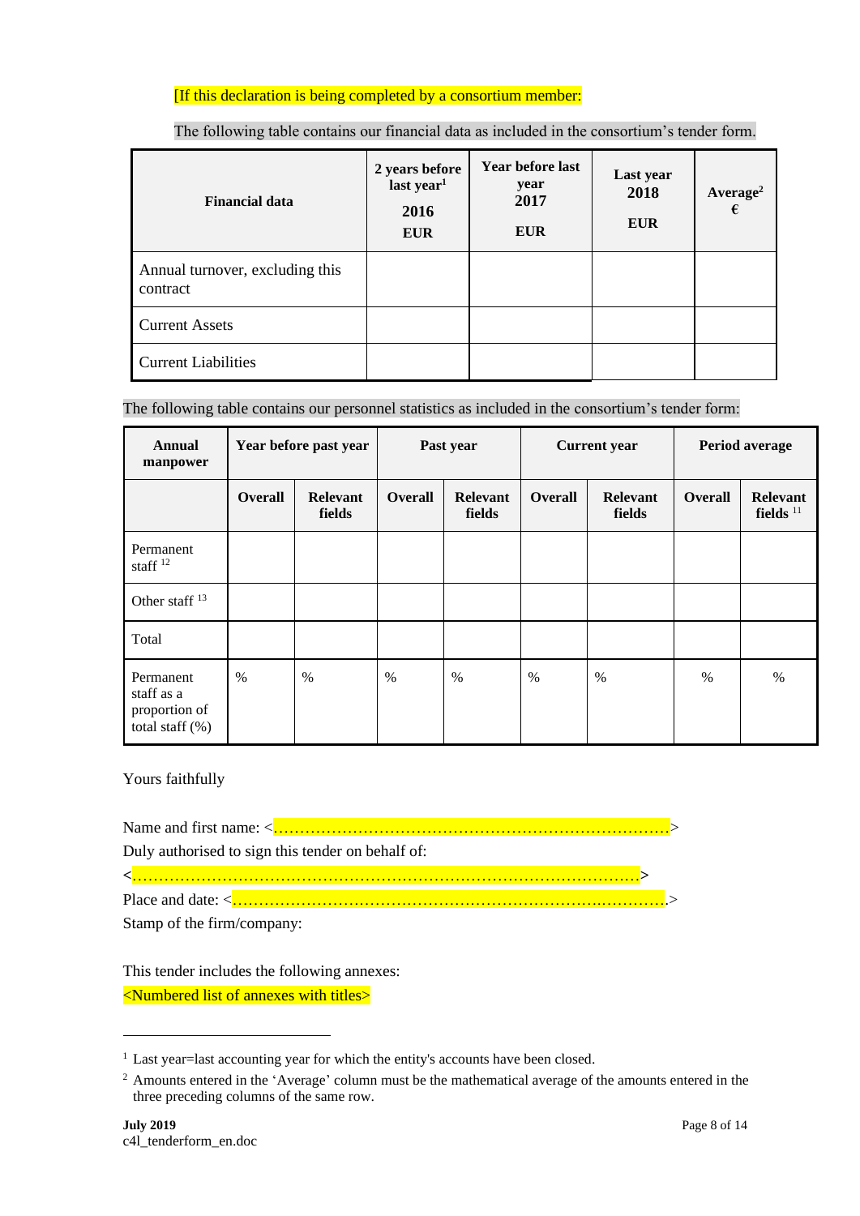[If this declaration is being completed by a consortium member:

The following table contains our financial data as included in the consortium's tender form.

| Financial data | 2 years before last year[1] 2016 EUR | Year before last year 2017 EUR | Last year 2018 EUR | Average[2] € |
|---|---|---|---|---|
| Annual turnover, excluding this contract | | | | |
| Current Assets | | | | |
| Current Liabilities | | | | |

The following table contains our personnel statistics as included in the consortium's tender form:

| Annual manpower | Year before past year | | Past year | | Current year | | Period average | |
|---|---|---|---|---|---|---|---|---|
| | Overall | Relevant fields | Overall | Relevant fields | Overall | Relevant fields | Overall | Relevant fields [11] |
| Permanent staff [12] | | | | | | | | |
| Other staff [13] | | | | | | | | |
| Total | | | | | | | | |
| Permanent staff as a proportion of total staff (%) | % | % | % | % | % | % | % | % |

Yours faithfully

Name and first name: <…………………………………………………………………>

Duly authorised to sign this tender on behalf of:

<…………………………………………………………………………………>

Place and date: <………………………………………………………….………….>

Stamp of the firm/company:

This tender includes the following annexes:

<Numbered list of annexes with titles>

---

[1] Last year=last accounting year for which the entity's accounts have been closed.

[2] Amounts entered in the 'Average' column must be the mathematical average of the amounts entered in the three preceding columns of the same row.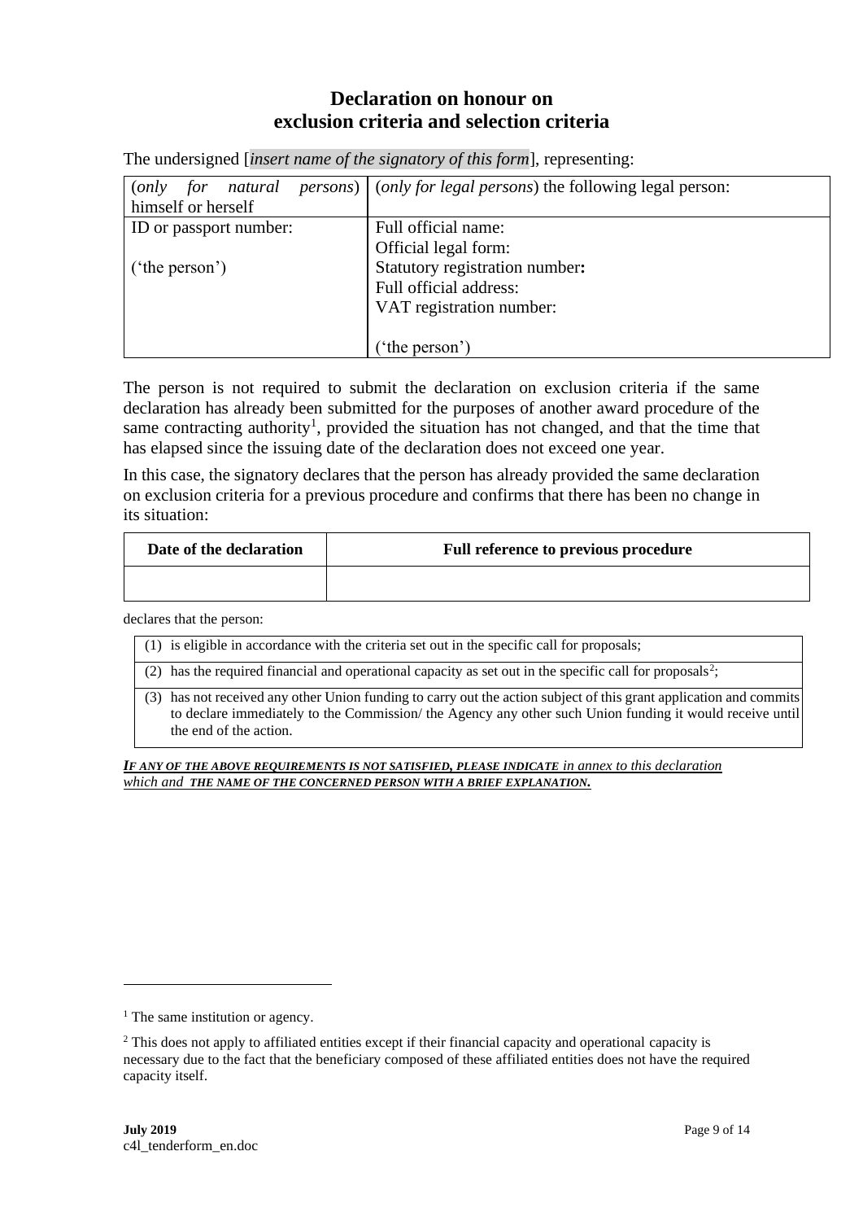# Declaration on honour on exclusion criteria and selection criteria

The undersigned [*insert name of the signatory of this form*], representing:

| (*only for natural persons*) himself or herself | (*only for legal persons*) the following legal person: |
|---|---|
| ID or passport number:<br><br>('the person') | Full official name:<br>Official legal form:<br>Statutory registration number**:**<br>Full official address:<br>VAT registration number:<br><br>('the person') |

The person is not required to submit the declaration on exclusion criteria if the same declaration has already been submitted for the purposes of another award procedure of the same contracting authority[1], provided the situation has not changed, and that the time that has elapsed since the issuing date of the declaration does not exceed one year.

In this case, the signatory declares that the person has already provided the same declaration on exclusion criteria for a previous procedure and confirms that there has been no change in its situation:

| Date of the declaration | Full reference to previous procedure |
|---|---|
| | |

declares that the person:

| |
|---|
| (1) is eligible in accordance with the criteria set out in the specific call for proposals; |
| (2) has the required financial and operational capacity as set out in the specific call for proposals[2]; |
| (3) has not received any other Union funding to carry out the action subject of this grant application and commits to declare immediately to the Commission/ the Agency any other such Union funding it would receive until the end of the action. |

***IF ANY OF THE ABOVE REQUIREMENTS IS NOT SATISFIED, PLEASE INDICATE*** *in annex to this declaration which and* ***THE NAME OF THE CONCERNED PERSON WITH A BRIEF EXPLANATION.***

---

[1] The same institution or agency.

[2] This does not apply to affiliated entities except if their financial capacity and operational capacity is necessary due to the fact that the beneficiary composed of these affiliated entities does not have the required capacity itself.

**July 2019**
c4l_tenderform_en.doc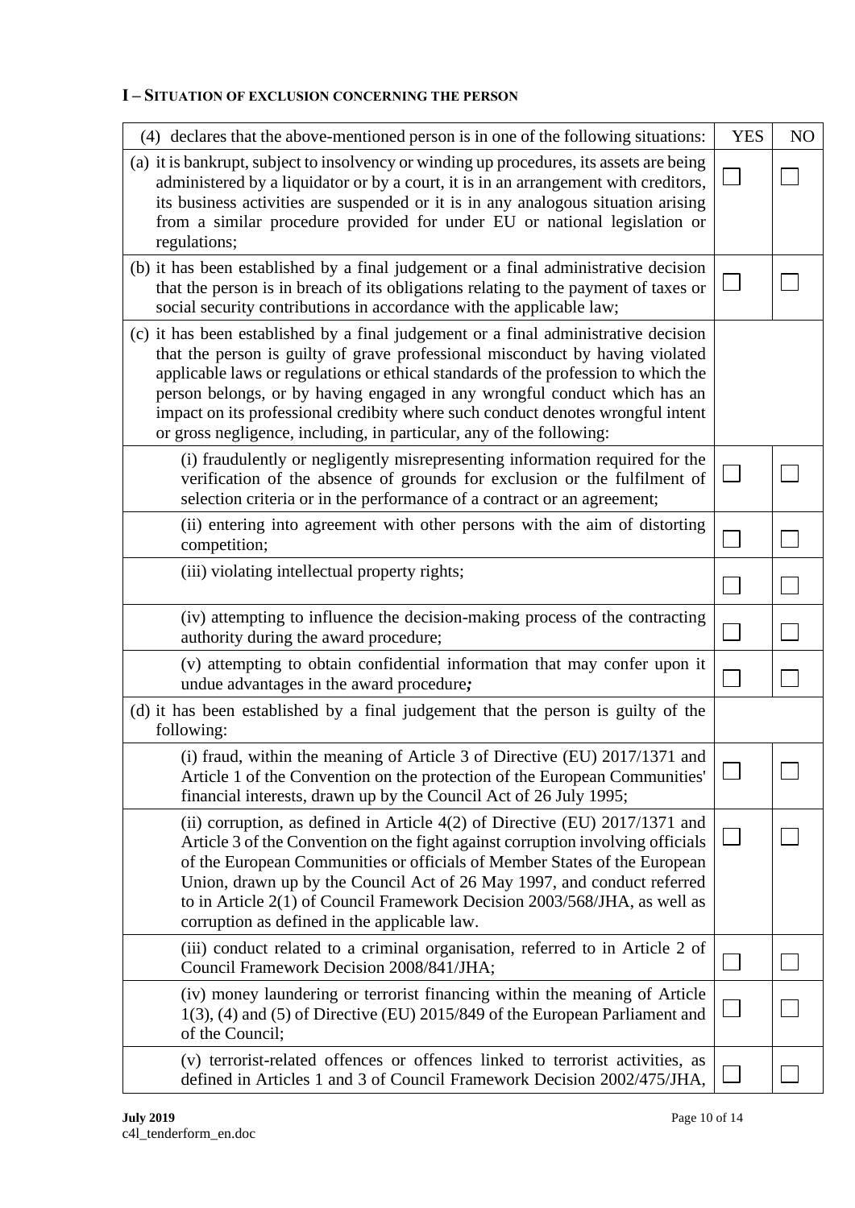### I – Situation of exclusion concerning the person

| (4) declares that the above-mentioned person is in one of the following situations: | YES | NO |
|---|---|---|
| (a) it is bankrupt, subject to insolvency or winding up procedures, its assets are being administered by a liquidator or by a court, it is in an arrangement with creditors, its business activities are suspended or it is in any analogous situation arising from a similar procedure provided for under EU or national legislation or regulations; | ☐ | ☐ |
| (b) it has been established by a final judgement or a final administrative decision that the person is in breach of its obligations relating to the payment of taxes or social security contributions in accordance with the applicable law; | ☐ | ☐ |
| (c) it has been established by a final judgement or a final administrative decision that the person is guilty of grave professional misconduct by having violated applicable laws or regulations or ethical standards of the profession to which the person belongs, or by having engaged in any wrongful conduct which has an impact on its professional credibity where such conduct denotes wrongful intent or gross negligence, including, in particular, any of the following: | | |
| (i) fraudulently or negligently misrepresenting information required for the verification of the absence of grounds for exclusion or the fulfilment of selection criteria or in the performance of a contract or an agreement; | ☐ | ☐ |
| (ii) entering into agreement with other persons with the aim of distorting competition; | ☐ | ☐ |
| (iii) violating intellectual property rights; | ☐ | ☐ |
| (iv) attempting to influence the decision-making process of the contracting authority during the award procedure; | ☐ | ☐ |
| (v) attempting to obtain confidential information that may confer upon it undue advantages in the award procedure*;* | ☐ | ☐ |
| (d) it has been established by a final judgement that the person is guilty of the following: | | |
| (i) fraud, within the meaning of Article 3 of Directive (EU) 2017/1371 and Article 1 of the Convention on the protection of the European Communities' financial interests, drawn up by the Council Act of 26 July 1995; | ☐ | ☐ |
| (ii) corruption, as defined in Article 4(2) of Directive (EU) 2017/1371 and Article 3 of the Convention on the fight against corruption involving officials of the European Communities or officials of Member States of the European Union, drawn up by the Council Act of 26 May 1997, and conduct referred to in Article 2(1) of Council Framework Decision 2003/568/JHA, as well as corruption as defined in the applicable law. | ☐ | ☐ |
| (iii) conduct related to a criminal organisation, referred to in Article 2 of Council Framework Decision 2008/841/JHA; | ☐ | ☐ |
| (iv) money laundering or terrorist financing within the meaning of Article 1(3), (4) and (5) of Directive (EU) 2015/849 of the European Parliament and of the Council; | ☐ | ☐ |
| (v) terrorist-related offences or offences linked to terrorist activities, as defined in Articles 1 and 3 of Council Framework Decision 2002/475/JHA, | ☐ | ☐ |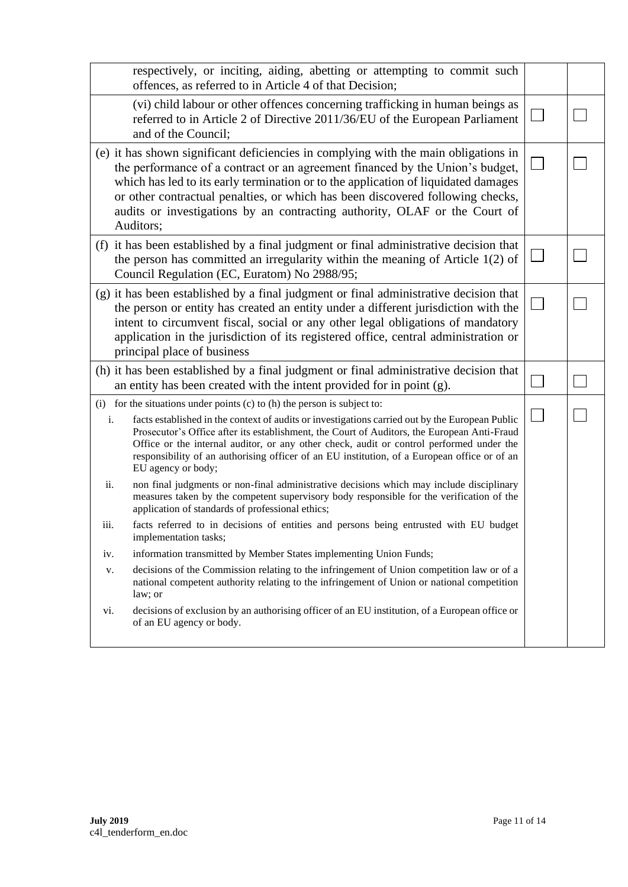| | | |
|---|---|---|
| respectively, or inciting, aiding, abetting or attempting to commit such offences, as referred to in Article 4 of that Decision; | | |
| (vi) child labour or other offences concerning trafficking in human beings as referred to in Article 2 of Directive 2011/36/EU of the European Parliament and of the Council; | ☐ | ☐ |
| (e) it has shown significant deficiencies in complying with the main obligations in the performance of a contract or an agreement financed by the Union's budget, which has led to its early termination or to the application of liquidated damages or other contractual penalties, or which has been discovered following checks, audits or investigations by an contracting authority, OLAF or the Court of Auditors; | ☐ | ☐ |
| (f) it has been established by a final judgment or final administrative decision that the person has committed an irregularity within the meaning of Article 1(2) of Council Regulation (EC, Euratom) No 2988/95; | ☐ | ☐ |
| (g) it has been established by a final judgment or final administrative decision that the person or entity has created an entity under a different jurisdiction with the intent to circumvent fiscal, social or any other legal obligations of mandatory application in the jurisdiction of its registered office, central administration or principal place of business | ☐ | ☐ |
| (h) it has been established by a final judgment or final administrative decision that an entity has been created with the intent provided for in point (g). | ☐ | ☐ |
| (i) for the situations under points (c) to (h) the person is subject to:<br>i. facts established in the context of audits or investigations carried out by the European Public Prosecutor's Office after its establishment, the Court of Auditors, the European Anti-Fraud Office or the internal auditor, or any other check, audit or control performed under the responsibility of an authorising officer of an EU institution, of a European office or of an EU agency or body;<br>ii. non final judgments or non-final administrative decisions which may include disciplinary measures taken by the competent supervisory body responsible for the verification of the application of standards of professional ethics;<br>iii. facts referred to in decisions of entities and persons being entrusted with EU budget implementation tasks;<br>iv. information transmitted by Member States implementing Union Funds;<br>v. decisions of the Commission relating to the infringement of Union competition law or of a national competent authority relating to the infringement of Union or national competition law; or<br>vi. decisions of exclusion by an authorising officer of an EU institution, of a European office or of an EU agency or body. | ☐ | ☐ |

**July 2019**
c4l_tenderform_en.doc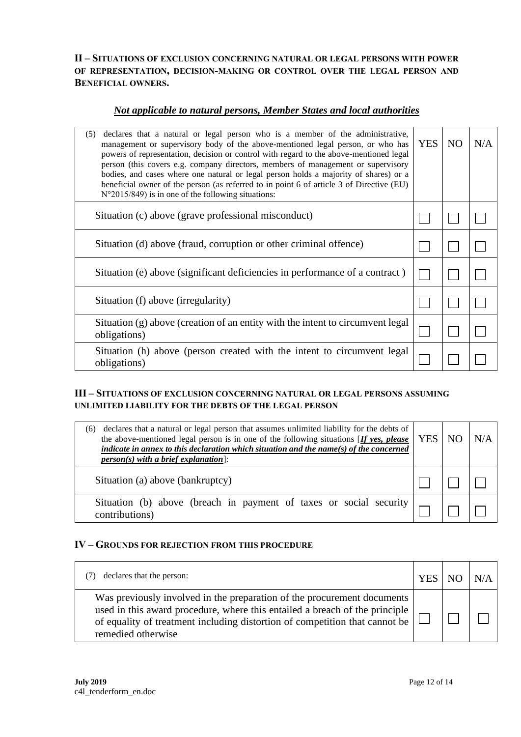## II – Situations of exclusion concerning natural or legal persons with power of representation, decision-making or control over the legal person and Beneficial owners.

***Not applicable to natural persons, Member States and local authorities***

| (5) declares that a natural or legal person who is a member of the administrative, management or supervisory body of the above-mentioned legal person, or who has powers of representation, decision or control with regard to the above-mentioned legal person (this covers e.g. company directors, members of management or supervisory bodies, and cases where one natural or legal person holds a majority of shares) or a beneficial owner of the person (as referred to in point 6 of article 3 of Directive (EU) N°2015/849) is in one of the following situations: | YES | NO | N/A |
|---|---|---|---|
| Situation (c) above (grave professional misconduct) | ☐ | ☐ | ☐ |
| Situation (d) above (fraud, corruption or other criminal offence) | ☐ | ☐ | ☐ |
| Situation (e) above (significant deficiencies in performance of a contract ) | ☐ | ☐ | ☐ |
| Situation (f) above (irregularity) | ☐ | ☐ | ☐ |
| Situation (g) above (creation of an entity with the intent to circumvent legal obligations) | ☐ | ☐ | ☐ |
| Situation (h) above (person created with the intent to circumvent legal obligations) | ☐ | ☐ | ☐ |

## III – Situations of exclusion concerning natural or legal persons assuming unlimited liability for the debts of the legal person

| (6) declares that a natural or legal person that assumes unlimited liability for the debts of the above-mentioned legal person is in one of the following situations [***If yes, please indicate in annex to this declaration which situation and the name(s) of the concerned person(s) with a brief explanation***]: | YES | NO | N/A |
|---|---|---|---|
| Situation (a) above (bankruptcy) | ☐ | ☐ | ☐ |
| Situation (b) above (breach in payment of taxes or social security contributions) | ☐ | ☐ | ☐ |

## IV – Grounds for rejection from this procedure

| (7) declares that the person: | YES | NO | N/A |
|---|---|---|---|
| Was previously involved in the preparation of the procurement documents used in this award procedure, where this entailed a breach of the principle of equality of treatment including distortion of competition that cannot be remedied otherwise | ☐ | ☐ | ☐ |

**July 2019**
c4l_tenderform_en.doc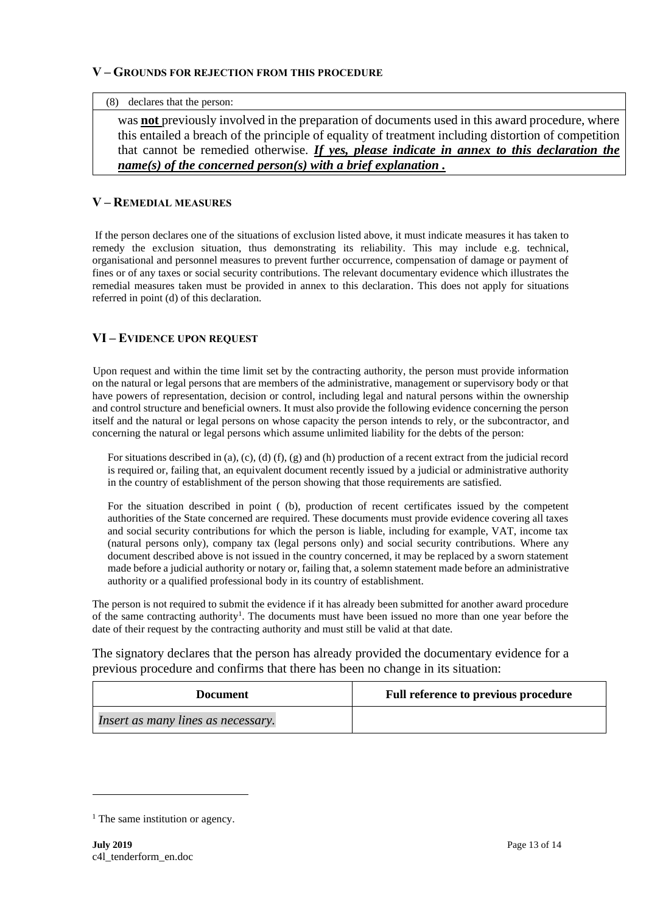## V – Grounds for rejection from this procedure

| (8) declares that the person: |
|---|
| was **not** previously involved in the preparation of documents used in this award procedure, where this entailed a breach of the principle of equality of treatment including distortion of competition that cannot be remedied otherwise. ***If yes, please indicate in annex to this declaration the name(s) of the concerned person(s) with a brief explanation .*** |

## V – Remedial measures

If the person declares one of the situations of exclusion listed above, it must indicate measures it has taken to remedy the exclusion situation, thus demonstrating its reliability. This may include e.g. technical, organisational and personnel measures to prevent further occurrence, compensation of damage or payment of fines or of any taxes or social security contributions. The relevant documentary evidence which illustrates the remedial measures taken must be provided in annex to this declaration. This does not apply for situations referred in point (d) of this declaration.

## VI – Evidence upon request

Upon request and within the time limit set by the contracting authority, the person must provide information on the natural or legal persons that are members of the administrative, management or supervisory body or that have powers of representation, decision or control, including legal and natural persons within the ownership and control structure and beneficial owners. It must also provide the following evidence concerning the person itself and the natural or legal persons on whose capacity the person intends to rely, or the subcontractor, and concerning the natural or legal persons which assume unlimited liability for the debts of the person:

For situations described in (a), (c), (d) (f), (g) and (h) production of a recent extract from the judicial record is required or, failing that, an equivalent document recently issued by a judicial or administrative authority in the country of establishment of the person showing that those requirements are satisfied.

For the situation described in point ( (b), production of recent certificates issued by the competent authorities of the State concerned are required. These documents must provide evidence covering all taxes and social security contributions for which the person is liable, including for example, VAT, income tax (natural persons only), company tax (legal persons only) and social security contributions. Where any document described above is not issued in the country concerned, it may be replaced by a sworn statement made before a judicial authority or notary or, failing that, a solemn statement made before an administrative authority or a qualified professional body in its country of establishment.

The person is not required to submit the evidence if it has already been submitted for another award procedure of the same contracting authority[1]. The documents must have been issued no more than one year before the date of their request by the contracting authority and must still be valid at that date.

The signatory declares that the person has already provided the documentary evidence for a previous procedure and confirms that there has been no change in its situation:

| Document | Full reference to previous procedure |
|---|---|
| *Insert as many lines as necessary.* | |

[1] The same institution or agency.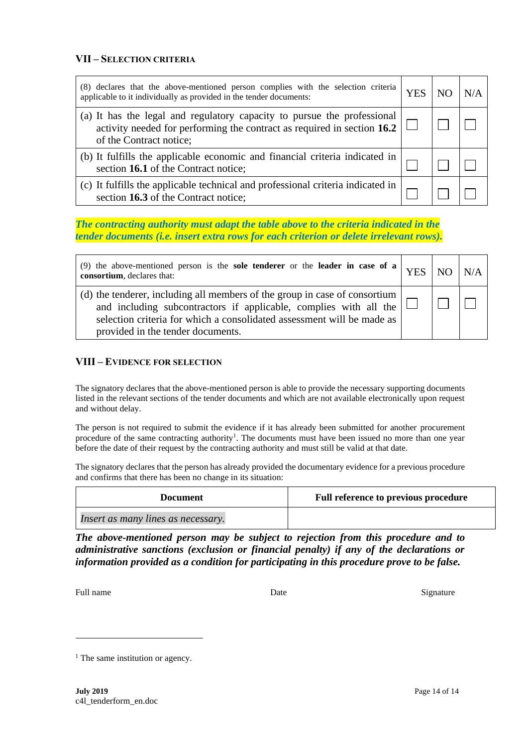## VII – Selection criteria

| (8) declares that the above-mentioned person complies with the selection criteria applicable to it individually as provided in the tender documents: | YES | NO | N/A |
|---|---|---|---|
| (a) It has the legal and regulatory capacity to pursue the professional activity needed for performing the contract as required in section **16.2** of the Contract notice; | ☐ | ☐ | ☐ |
| (b) It fulfills the applicable economic and financial criteria indicated in section **16.1** of the Contract notice; | ☐ | ☐ | ☐ |
| (c) It fulfills the applicable technical and professional criteria indicated in section **16.3** of the Contract notice; | ☐ | ☐ | ☐ |

***The contracting authority must adapt the table above to the criteria indicated in the tender documents (i.e. insert extra rows for each criterion or delete irrelevant rows).***

| (9) the above-mentioned person is the **sole tenderer** or the **leader in case of a consortium**, declares that: | YES | NO | N/A |
|---|---|---|---|
| (d) the tenderer, including all members of the group in case of consortium and including subcontractors if applicable, complies with all the selection criteria for which a consolidated assessment will be made as provided in the tender documents. | ☐ | ☐ | ☐ |

## VIII – Evidence for selection

The signatory declares that the above-mentioned person is able to provide the necessary supporting documents listed in the relevant sections of the tender documents and which are not available electronically upon request and without delay.

The person is not required to submit the evidence if it has already been submitted for another procurement procedure of the same contracting authority[1]. The documents must have been issued no more than one year before the date of their request by the contracting authority and must still be valid at that date.

The signatory declares that the person has already provided the documentary evidence for a previous procedure and confirms that there has been no change in its situation:

| Document | Full reference to previous procedure |
|---|---|
| *Insert as many lines as necessary.* | |

***The above-mentioned person may be subject to rejection from this procedure and to administrative sanctions (exclusion or financial penalty) if any of the declarations or information provided as a condition for participating in this procedure prove to be false.***

Full name | Date | Signature

[1] The same institution or agency.

**July 2019**
c4l_tenderform_en.doc